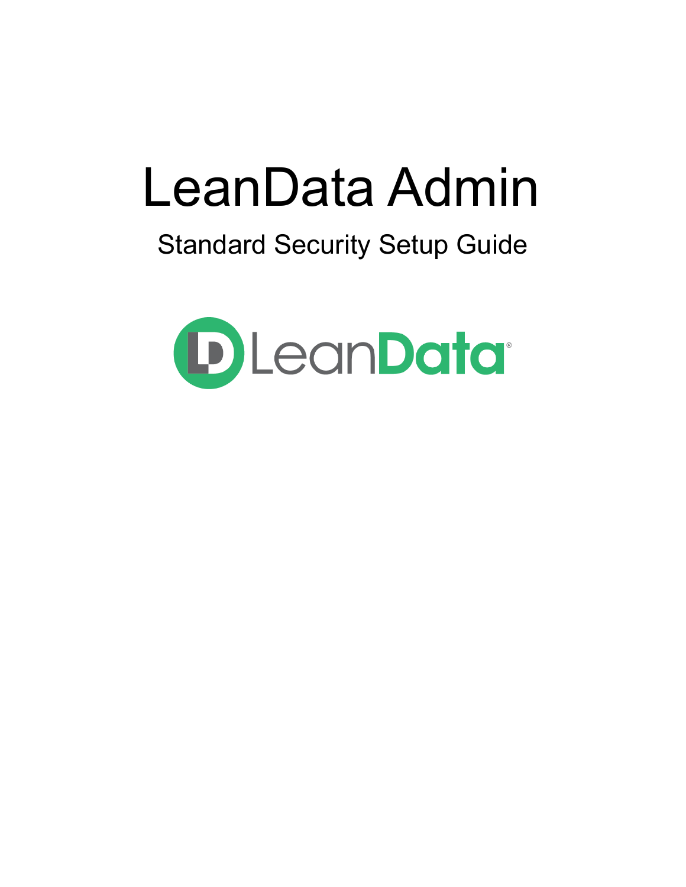# LeanData Admin

## Standard Security Setup Guide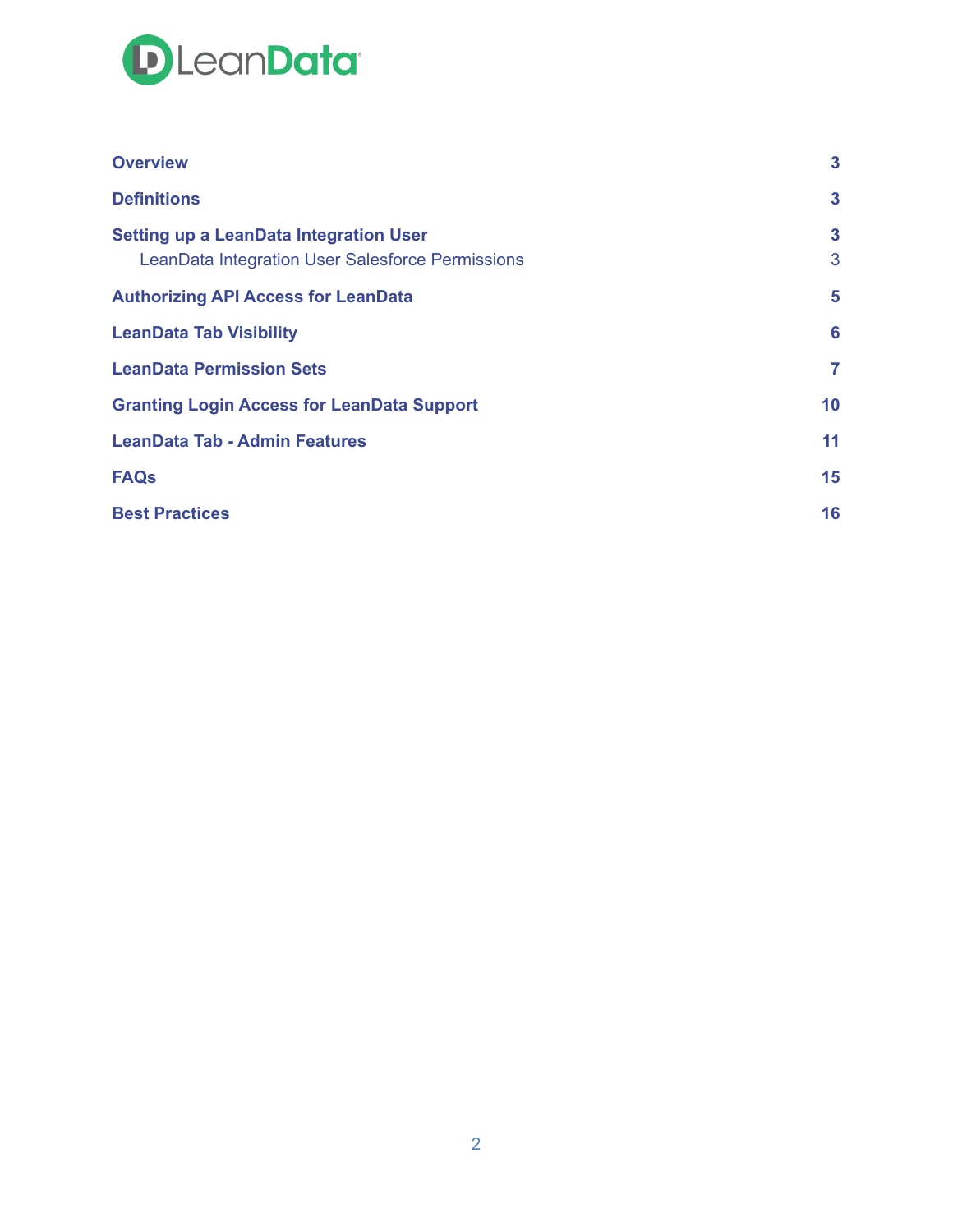- **Overview** 3
- **Definitions** 3
- **Setting up a LeanData Integration User** 3
    - LeanData Integration User Salesforce Permissions 3
- **Authorizing API Access for LeanData** 5
- **LeanData Tab Visibility** 6
- **LeanData Permission Sets** 7
- **Granting Login Access for LeanData Support** 10
- **LeanData Tab - Admin Features** 11
- **FAQs** 15
- **Best Practices** 16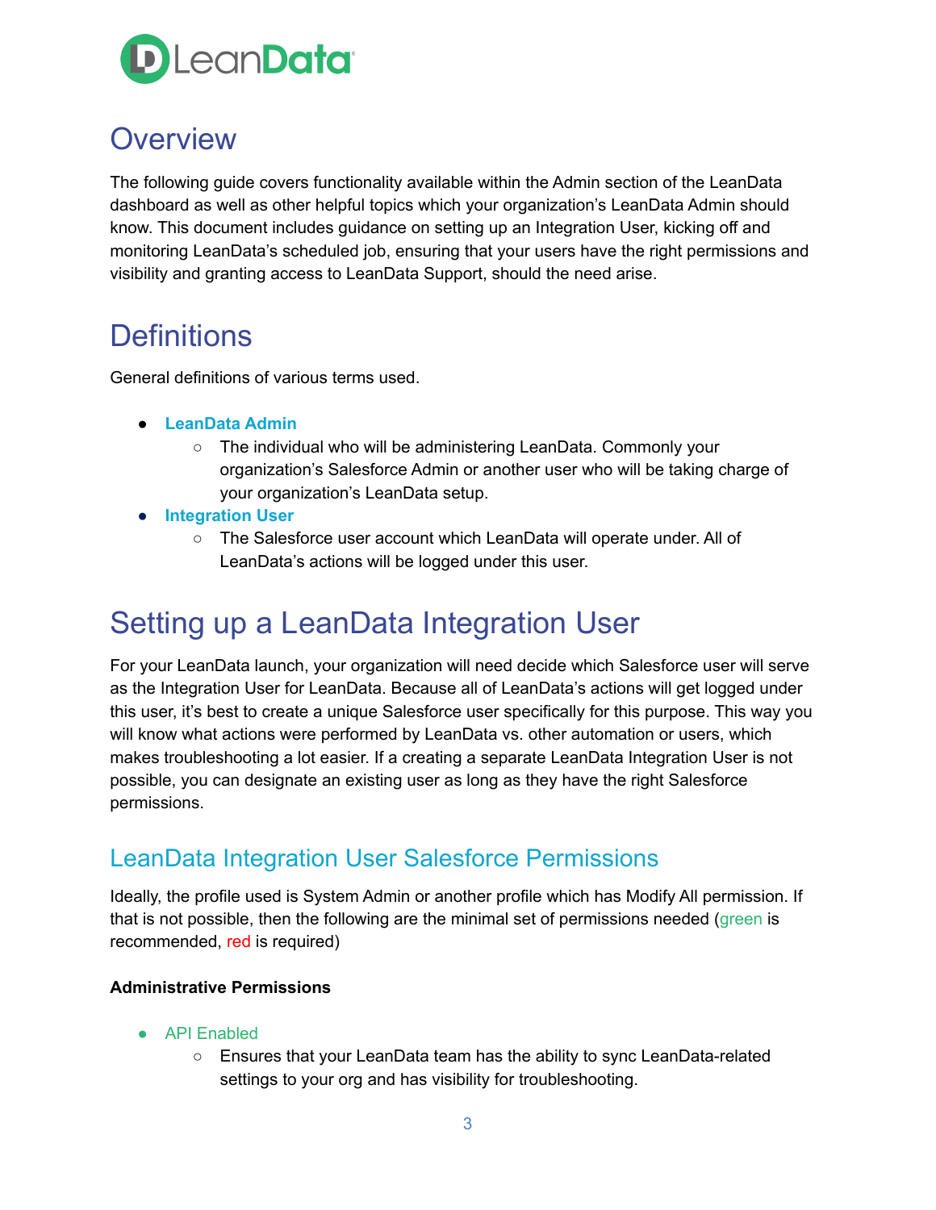# Overview

The following guide covers functionality available within the Admin section of the LeanData dashboard as well as other helpful topics which your organization's LeanData Admin should know. This document includes guidance on setting up an Integration User, kicking off and monitoring LeanData's scheduled job, ensuring that your users have the right permissions and visibility and granting access to LeanData Support, should the need arise.

# Definitions

General definitions of various terms used.

- **LeanData Admin**
  - The individual who will be administering LeanData. Commonly your organization's Salesforce Admin or another user who will be taking charge of your organization's LeanData setup.
- **Integration User**
  - The Salesforce user account which LeanData will operate under. All of LeanData's actions will be logged under this user.

# Setting up a LeanData Integration User

For your LeanData launch, your organization will need decide which Salesforce user will serve as the Integration User for LeanData. Because all of LeanData's actions will get logged under this user, it's best to create a unique Salesforce user specifically for this purpose. This way you will know what actions were performed by LeanData vs. other automation or users, which makes troubleshooting a lot easier. If a creating a separate LeanData Integration User is not possible, you can designate an existing user as long as they have the right Salesforce permissions.

## LeanData Integration User Salesforce Permissions

Ideally, the profile used is System Admin or another profile which has Modify All permission. If that is not possible, then the following are the minimal set of permissions needed (green is recommended, red is required)

**Administrative Permissions**

- API Enabled
  - Ensures that your LeanData team has the ability to sync LeanData-related settings to your org and has visibility for troubleshooting.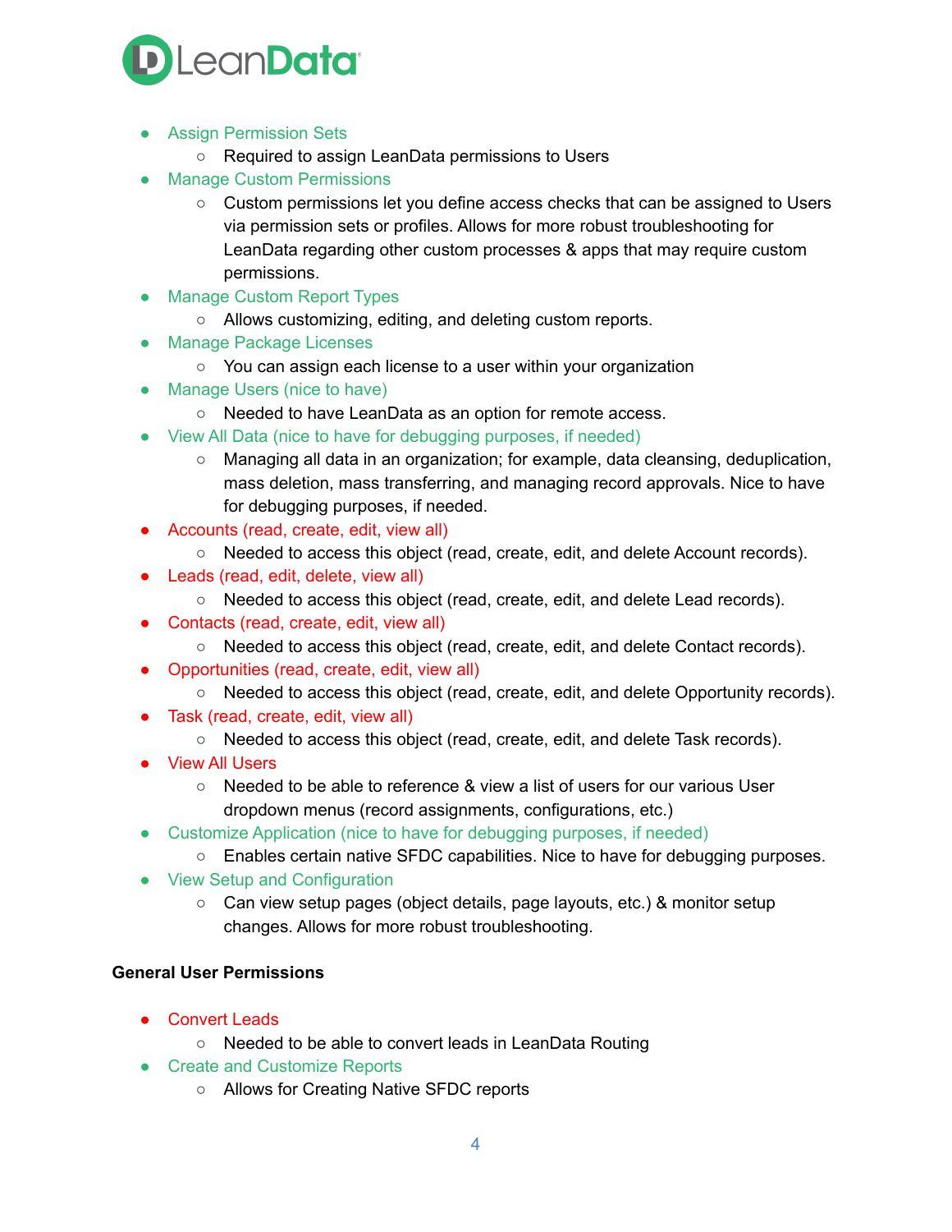- Assign Permission Sets
  - Required to assign LeanData permissions to Users
- Manage Custom Permissions
  - Custom permissions let you define access checks that can be assigned to Users via permission sets or profiles. Allows for more robust troubleshooting for LeanData regarding other custom processes & apps that may require custom permissions.
- Manage Custom Report Types
  - Allows customizing, editing, and deleting custom reports.
- Manage Package Licenses
  - You can assign each license to a user within your organization
- Manage Users (nice to have)
  - Needed to have LeanData as an option for remote access.
- View All Data (nice to have for debugging purposes, if needed)
  - Managing all data in an organization; for example, data cleansing, deduplication, mass deletion, mass transferring, and managing record approvals. Nice to have for debugging purposes, if needed.
- Accounts (read, create, edit, view all)
  - Needed to access this object (read, create, edit, and delete Account records).
- Leads (read, edit, delete, view all)
  - Needed to access this object (read, create, edit, and delete Lead records).
- Contacts (read, create, edit, view all)
  - Needed to access this object (read, create, edit, and delete Contact records).
- Opportunities (read, create, edit, view all)
  - Needed to access this object (read, create, edit, and delete Opportunity records).
- Task (read, create, edit, view all)
  - Needed to access this object (read, create, edit, and delete Task records).
- View All Users
  - Needed to be able to reference & view a list of users for our various User dropdown menus (record assignments, configurations, etc.)
- Customize Application (nice to have for debugging purposes, if needed)
  - Enables certain native SFDC capabilities. Nice to have for debugging purposes.
- View Setup and Configuration
  - Can view setup pages (object details, page layouts, etc.) & monitor setup changes. Allows for more robust troubleshooting.

**General User Permissions**

- Convert Leads
  - Needed to be able to convert leads in LeanData Routing
- Create and Customize Reports
  - Allows for Creating Native SFDC reports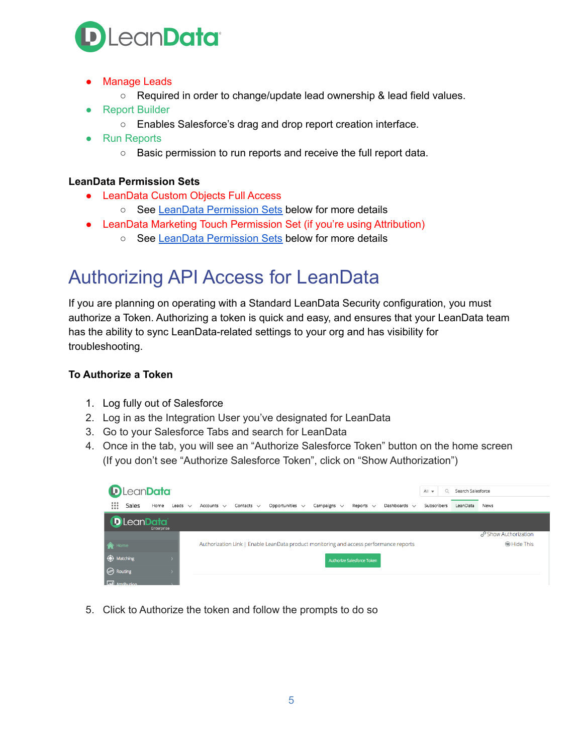- Manage Leads
    - Required in order to change/update lead ownership & lead field values.
- Report Builder
    - Enables Salesforce's drag and drop report creation interface.
- Run Reports
    - Basic permission to run reports and receive the full report data.

**LeanData Permission Sets**

- LeanData Custom Objects Full Access
    - See LeanData Permission Sets below for more details
- LeanData Marketing Touch Permission Set (if you're using Attribution)
    - See LeanData Permission Sets below for more details

# Authorizing API Access for LeanData

If you are planning on operating with a Standard LeanData Security configuration, you must authorize a Token. Authorizing a token is quick and easy, and ensures that your LeanData team has the ability to sync LeanData-related settings to your org and has visibility for troubleshooting.

**To Authorize a Token**

1. Log fully out of Salesforce
2. Log in as the Integration User you've designated for LeanData
3. Go to your Salesforce Tabs and search for LeanData
4. Once in the tab, you will see an "Authorize Salesforce Token" button on the home screen (If you don't see "Authorize Salesforce Token", click on "Show Authorization")
5. Click to Authorize the token and follow the prompts to do so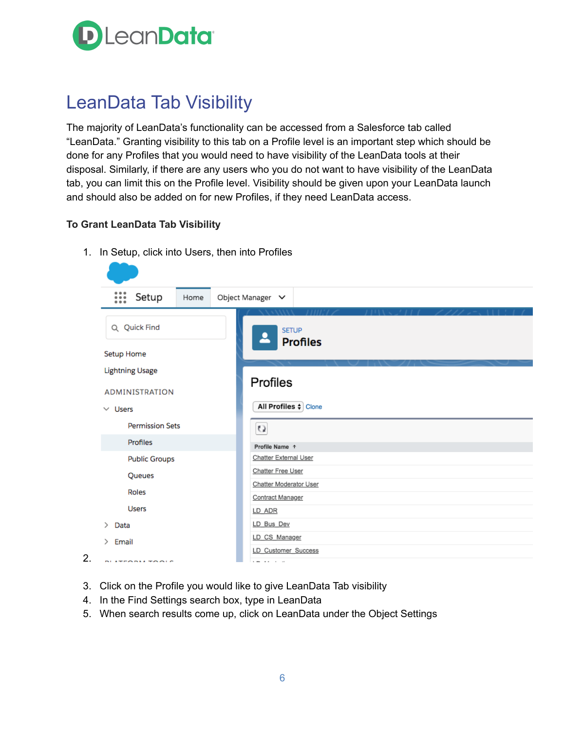# LeanData Tab Visibility

The majority of LeanData's functionality can be accessed from a Salesforce tab called "LeanData." Granting visibility to this tab on a Profile level is an important step which should be done for any Profiles that you would need to have visibility of the LeanData tools at their disposal. Similarly, if there are any users who you do not want to have visibility of the LeanData tab, you can limit this on the Profile level. Visibility should be given upon your LeanData launch and should also be added on for new Profiles, if they need LeanData access.

**To Grant LeanData Tab Visibility**

1. In Setup, click into Users, then into Profiles
2. 
3. Click on the Profile you would like to give LeanData Tab visibility
4. In the Find Settings search box, type in LeanData
5. When search results come up, click on LeanData under the Object Settings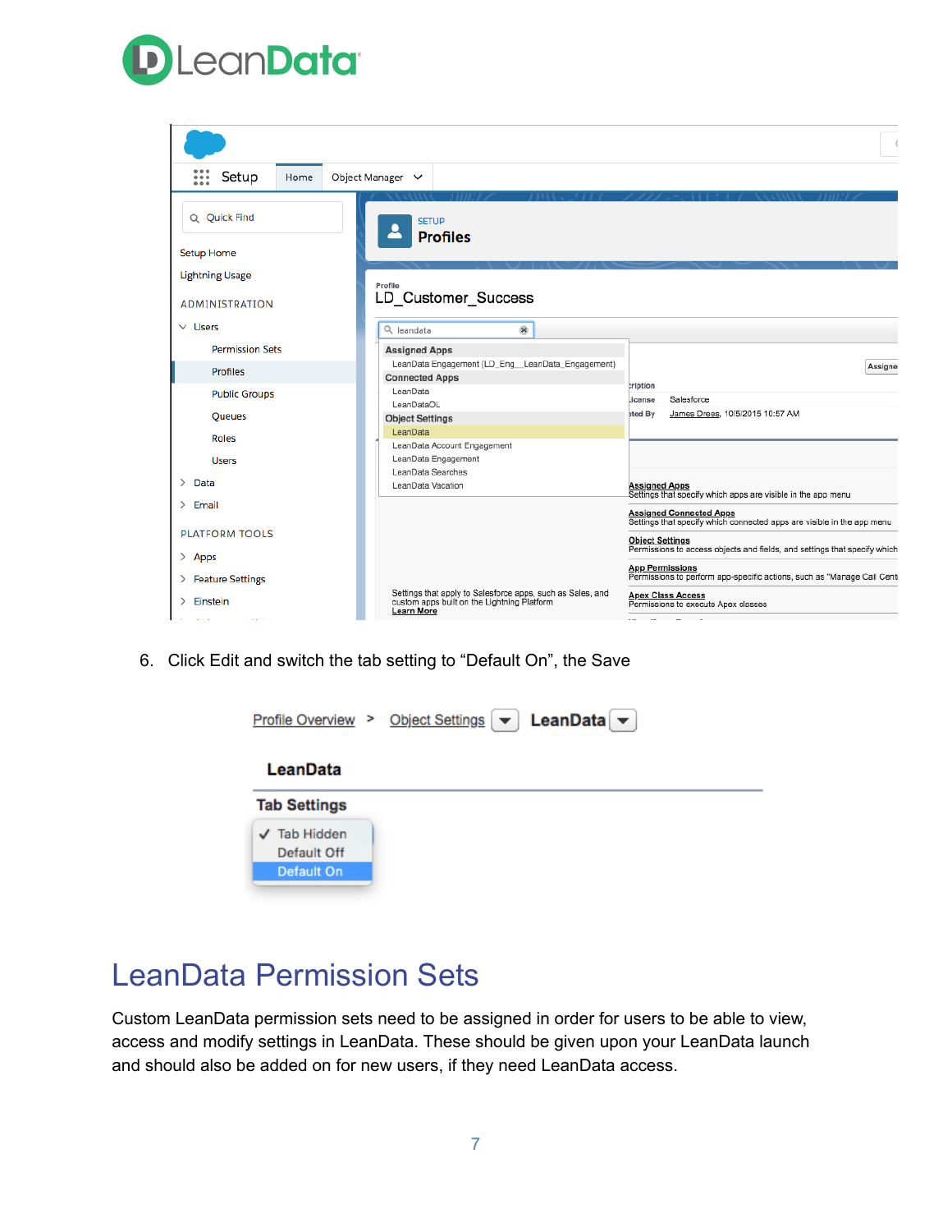6. Click Edit and switch the tab setting to “Default On”, the Save

# LeanData Permission Sets

Custom LeanData permission sets need to be assigned in order for users to be able to view, access and modify settings in LeanData. These should be given upon your LeanData launch and should also be added on for new users, if they need LeanData access.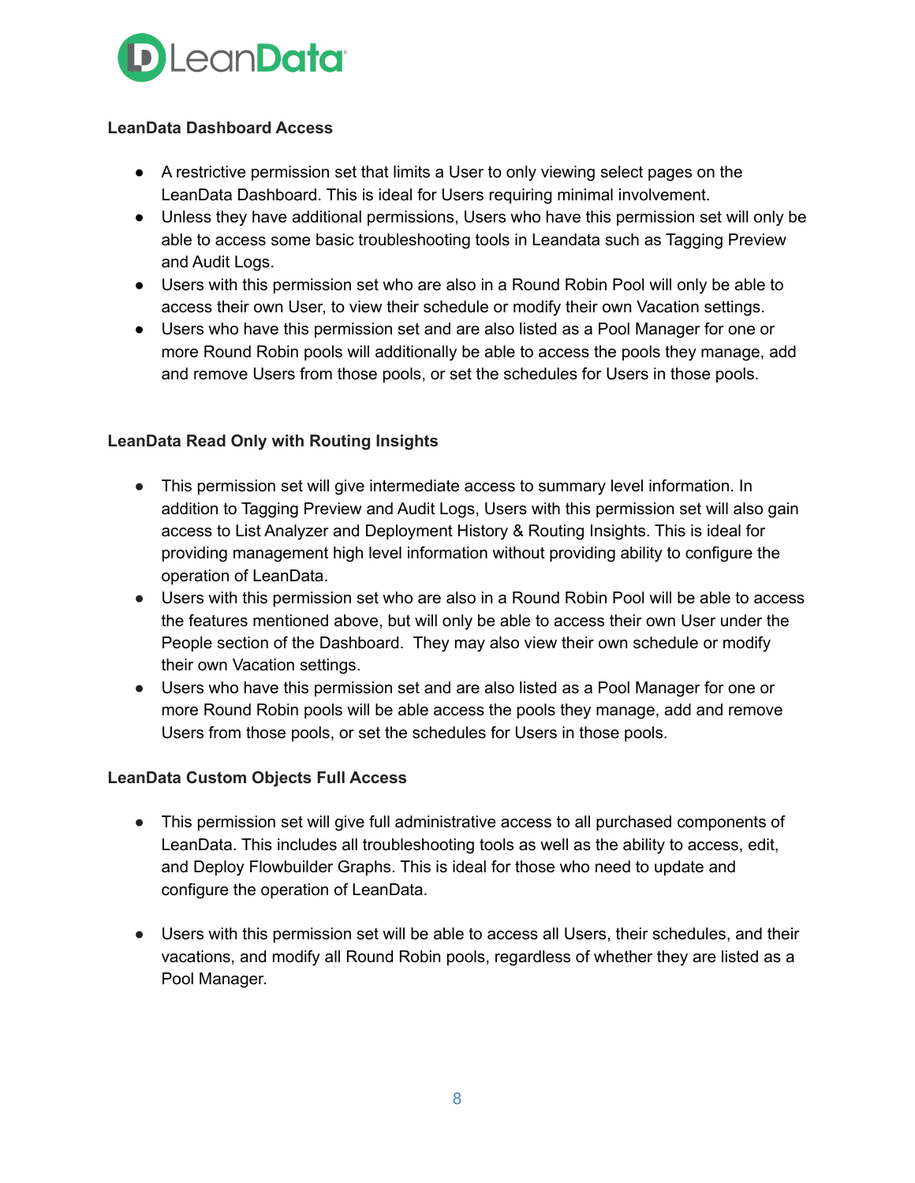**LeanData Dashboard Access**

- A restrictive permission set that limits a User to only viewing select pages on the LeanData Dashboard. This is ideal for Users requiring minimal involvement.
- Unless they have additional permissions, Users who have this permission set will only be able to access some basic troubleshooting tools in Leandata such as Tagging Preview and Audit Logs.
- Users with this permission set who are also in a Round Robin Pool will only be able to access their own User, to view their schedule or modify their own Vacation settings.
- Users who have this permission set and are also listed as a Pool Manager for one or more Round Robin pools will additionally be able to access the pools they manage, add and remove Users from those pools, or set the schedules for Users in those pools.

**LeanData Read Only with Routing Insights**

- This permission set will give intermediate access to summary level information. In addition to Tagging Preview and Audit Logs, Users with this permission set will also gain access to List Analyzer and Deployment History & Routing Insights. This is ideal for providing management high level information without providing ability to configure the operation of LeanData.
- Users with this permission set who are also in a Round Robin Pool will be able to access the features mentioned above, but will only be able to access their own User under the People section of the Dashboard. They may also view their own schedule or modify their own Vacation settings.
- Users who have this permission set and are also listed as a Pool Manager for one or more Round Robin pools will be able access the pools they manage, add and remove Users from those pools, or set the schedules for Users in those pools.

**LeanData Custom Objects Full Access**

- This permission set will give full administrative access to all purchased components of LeanData. This includes all troubleshooting tools as well as the ability to access, edit, and Deploy Flowbuilder Graphs. This is ideal for those who need to update and configure the operation of LeanData.

- Users with this permission set will be able to access all Users, their schedules, and their vacations, and modify all Round Robin pools, regardless of whether they are listed as a Pool Manager.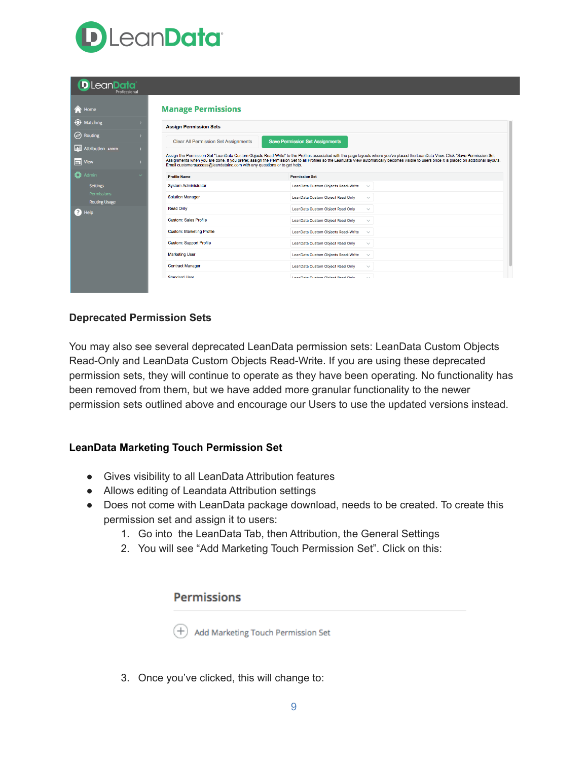## Deprecated Permission Sets

You may also see several deprecated LeanData permission sets: LeanData Custom Objects Read-Only and LeanData Custom Objects Read-Write. If you are using these deprecated permission sets, they will continue to operate as they have been operating. No functionality has been removed from them, but we have added more granular functionality to the newer permission sets outlined above and encourage our Users to use the updated versions instead.

## LeanData Marketing Touch Permission Set

- Gives visibility to all LeanData Attribution features
- Allows editing of Leandata Attribution settings
- Does not come with LeanData package download, needs to be created. To create this permission set and assign it to users:
  1. Go into  the LeanData Tab, then Attribution, the General Settings
  2. You will see “Add Marketing Touch Permission Set”. Click on this:
  3. Once you’ve clicked, this will change to: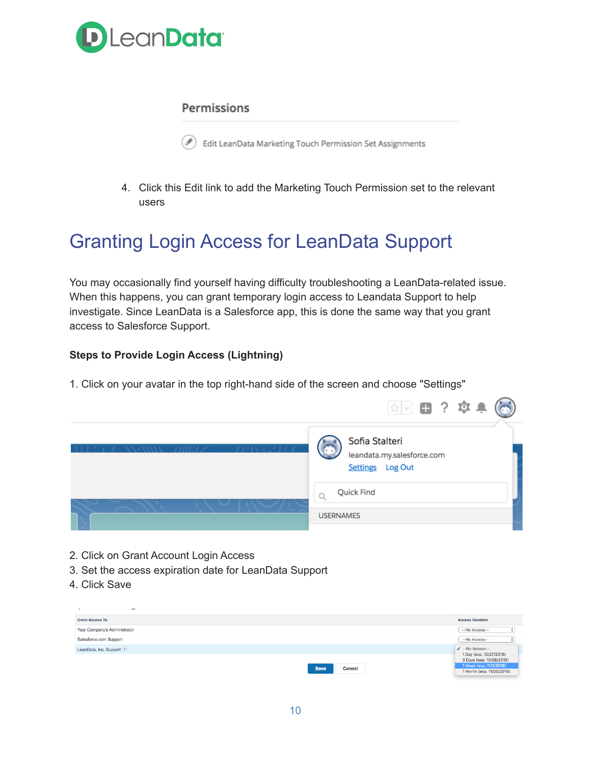**Permissions**

Edit LeanData Marketing Touch Permission Set Assignments

4. Click this Edit link to add the Marketing Touch Permission set to the relevant users

# Granting Login Access for LeanData Support

You may occasionally find yourself having difficulty troubleshooting a LeanData-related issue. When this happens, you can grant temporary login access to Leandata Support to help investigate. Since LeanData is a Salesforce app, this is done the same way that you grant access to Salesforce Support.

**Steps to Provide Login Access (Lightning)**

1. Click on your avatar in the top right-hand side of the screen and choose "Settings"

Sofia Stalteri
leandata.my.salesforce.com
Settings Log Out
Quick Find
USERNAMES

2. Click on Grant Account Login Access
3. Set the access expiration date for LeanData Support
4. Click Save

| Grant Access To | Access Duration |
| --- | --- |
| Your Company's Administrator | --No Access-- |
| Salesforce.com Support | --No Access-- |
| LeanData, Inc. Support | --No Access-- |

--No Access--
1 Day (exp. 10/27/2018)
3 Days (exp. 10/29/2018)
1 Week (exp. 11/2/2018)
1 Month (exp. 11/26/2018)

Save Cancel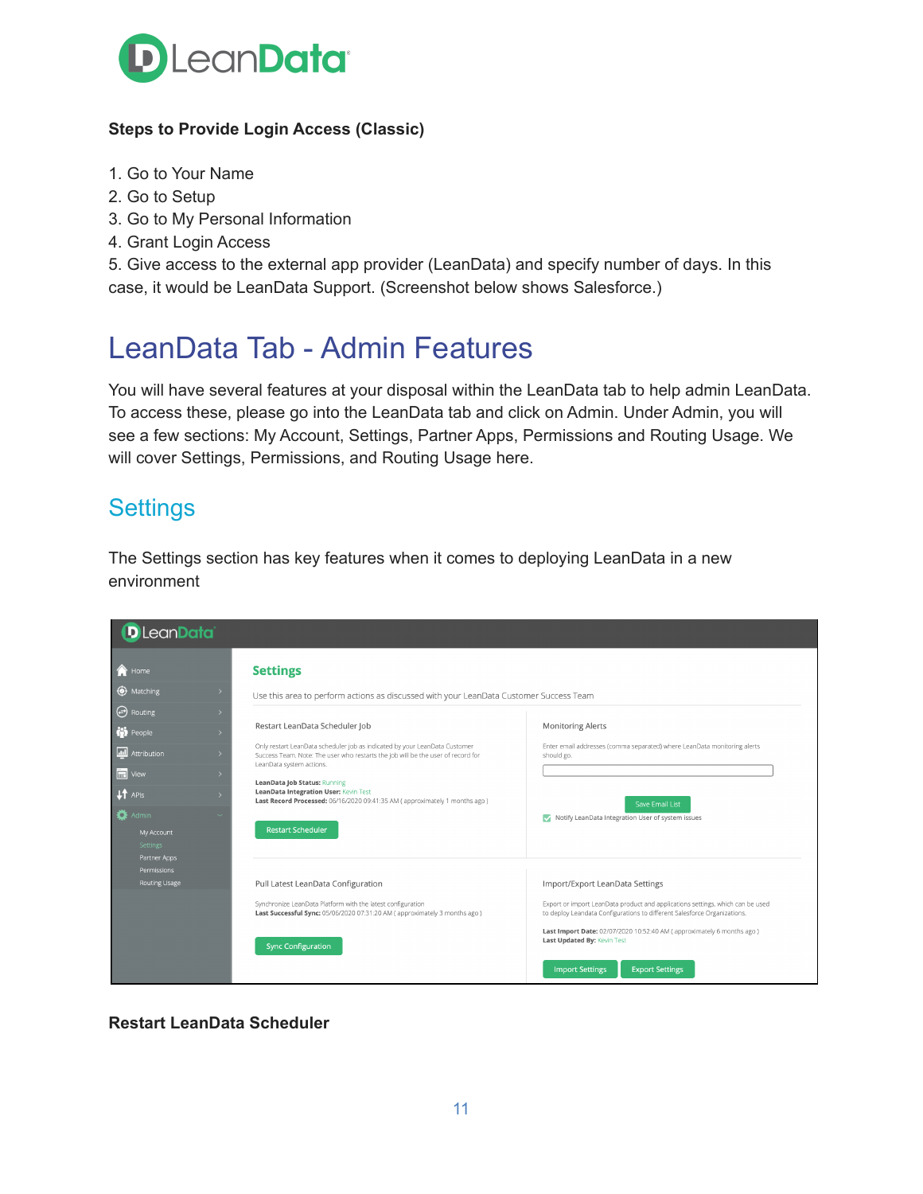**Steps to Provide Login Access (Classic)**

1. Go to Your Name
2. Go to Setup
3. Go to My Personal Information
4. Grant Login Access
5. Give access to the external app provider (LeanData) and specify number of days. In this case, it would be LeanData Support. (Screenshot below shows Salesforce.)

# LeanData Tab - Admin Features

You will have several features at your disposal within the LeanData tab to help admin LeanData. To access these, please go into the LeanData tab and click on Admin. Under Admin, you will see a few sections: My Account, Settings, Partner Apps, Permissions and Routing Usage. We will cover Settings, Permissions, and Routing Usage here.

## Settings

The Settings section has key features when it comes to deploying LeanData in a new environment

**Restart LeanData Scheduler**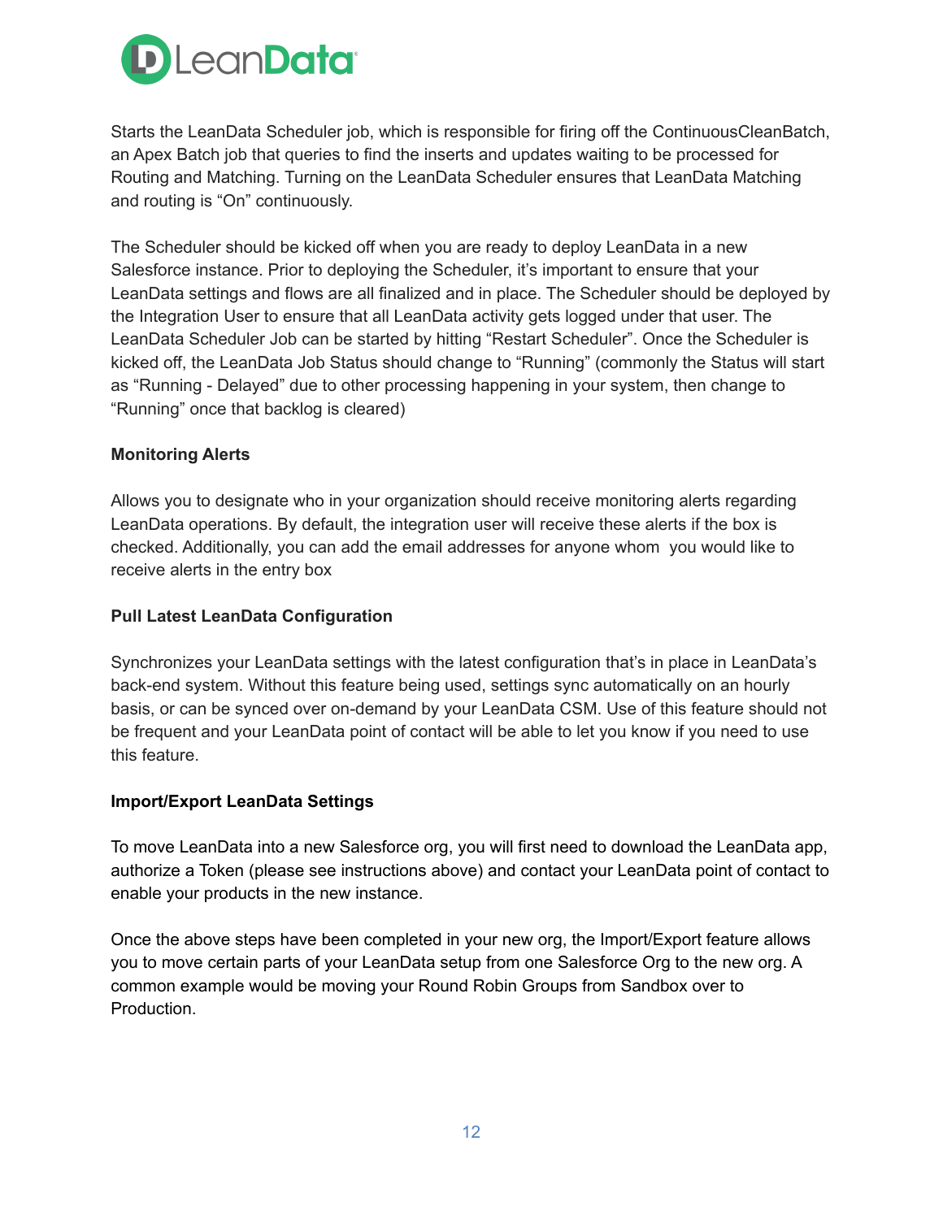Starts the LeanData Scheduler job, which is responsible for firing off the ContinuousCleanBatch, an Apex Batch job that queries to find the inserts and updates waiting to be processed for Routing and Matching. Turning on the LeanData Scheduler ensures that LeanData Matching and routing is "On" continuously.

The Scheduler should be kicked off when you are ready to deploy LeanData in a new Salesforce instance. Prior to deploying the Scheduler, it's important to ensure that your LeanData settings and flows are all finalized and in place. The Scheduler should be deployed by the Integration User to ensure that all LeanData activity gets logged under that user. The LeanData Scheduler Job can be started by hitting "Restart Scheduler". Once the Scheduler is kicked off, the LeanData Job Status should change to "Running" (commonly the Status will start as "Running - Delayed" due to other processing happening in your system, then change to "Running" once that backlog is cleared)

**Monitoring Alerts**

Allows you to designate who in your organization should receive monitoring alerts regarding LeanData operations. By default, the integration user will receive these alerts if the box is checked. Additionally, you can add the email addresses for anyone whom you would like to receive alerts in the entry box

**Pull Latest LeanData Configuration**

Synchronizes your LeanData settings with the latest configuration that's in place in LeanData's back-end system. Without this feature being used, settings sync automatically on an hourly basis, or can be synced over on-demand by your LeanData CSM. Use of this feature should not be frequent and your LeanData point of contact will be able to let you know if you need to use this feature.

**Import/Export LeanData Settings**

To move LeanData into a new Salesforce org, you will first need to download the LeanData app, authorize a Token (please see instructions above) and contact your LeanData point of contact to enable your products in the new instance.

Once the above steps have been completed in your new org, the Import/Export feature allows you to move certain parts of your LeanData setup from one Salesforce Org to the new org. A common example would be moving your Round Robin Groups from Sandbox over to Production.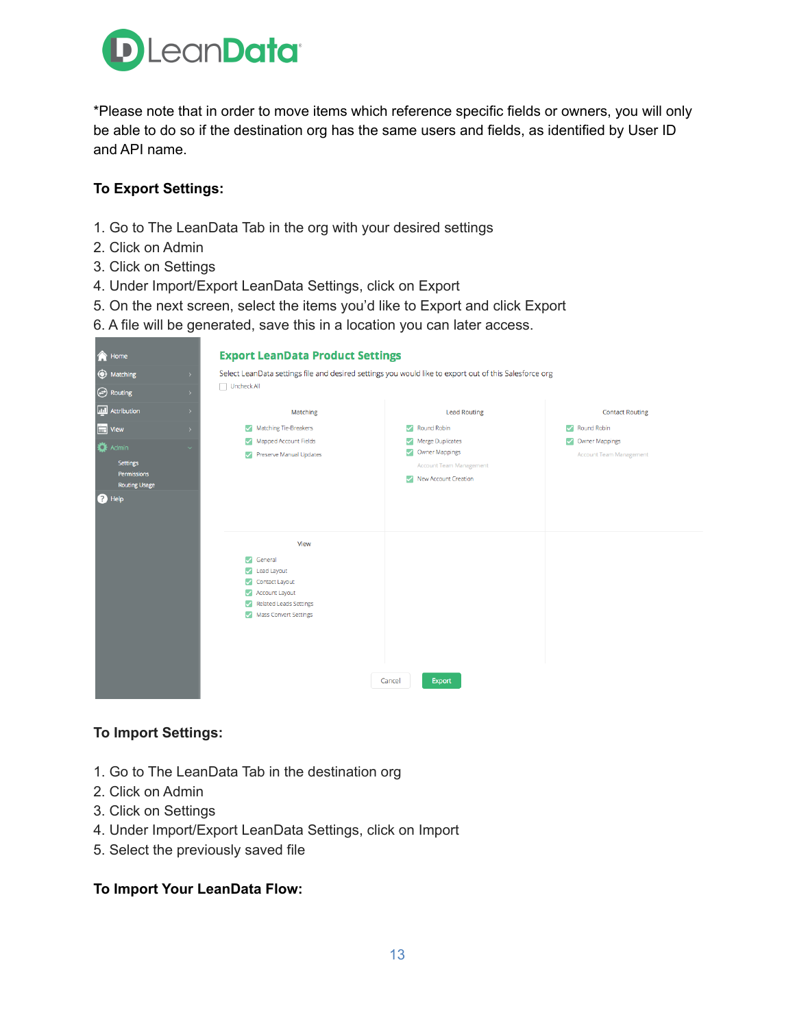*Please note that in order to move items which reference specific fields or owners, you will only be able to do so if the destination org has the same users and fields, as identified by User ID and API name.

**To Export Settings:**

1. Go to The LeanData Tab in the org with your desired settings
2. Click on Admin
3. Click on Settings
4. Under Import/Export LeanData Settings, click on Export
5. On the next screen, select the items you'd like to Export and click Export
6. A file will be generated, save this in a location you can later access.

**To Import Settings:**

1. Go to The LeanData Tab in the destination org
2. Click on Admin
3. Click on Settings
4. Under Import/Export LeanData Settings, click on Import
5. Select the previously saved file

**To Import Your LeanData Flow:**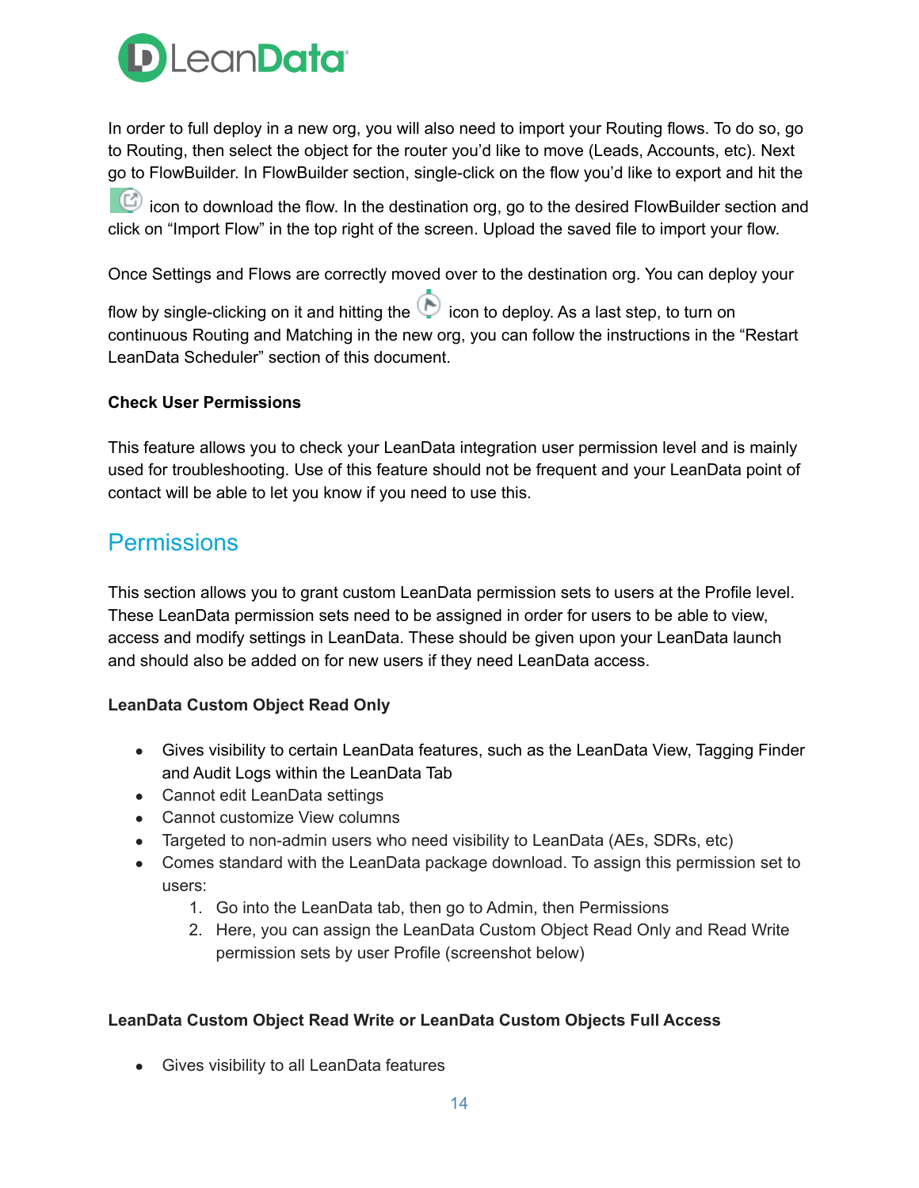In order to full deploy in a new org, you will also need to import your Routing flows. To do so, go to Routing, then select the object for the router you'd like to move (Leads, Accounts, etc). Next go to FlowBuilder. In FlowBuilder section, single-click on the flow you'd like to export and hit the icon to download the flow. In the destination org, go to the desired FlowBuilder section and click on "Import Flow" in the top right of the screen. Upload the saved file to import your flow.

Once Settings and Flows are correctly moved over to the destination org. You can deploy your flow by single-clicking on it and hitting the icon to deploy. As a last step, to turn on continuous Routing and Matching in the new org, you can follow the instructions in the "Restart LeanData Scheduler" section of this document.

**Check User Permissions**

This feature allows you to check your LeanData integration user permission level and is mainly used for troubleshooting. Use of this feature should not be frequent and your LeanData point of contact will be able to let you know if you need to use this.

## Permissions

This section allows you to grant custom LeanData permission sets to users at the Profile level. These LeanData permission sets need to be assigned in order for users to be able to view, access and modify settings in LeanData. These should be given upon your LeanData launch and should also be added on for new users if they need LeanData access.

**LeanData Custom Object Read Only**

- Gives visibility to certain LeanData features, such as the LeanData View, Tagging Finder and Audit Logs within the LeanData Tab
- Cannot edit LeanData settings
- Cannot customize View columns
- Targeted to non-admin users who need visibility to LeanData (AEs, SDRs, etc)
- Comes standard with the LeanData package download. To assign this permission set to users:
    1. Go into the LeanData tab, then go to Admin, then Permissions
    2. Here, you can assign the LeanData Custom Object Read Only and Read Write permission sets by user Profile (screenshot below)

**LeanData Custom Object Read Write or LeanData Custom Objects Full Access**

- Gives visibility to all LeanData features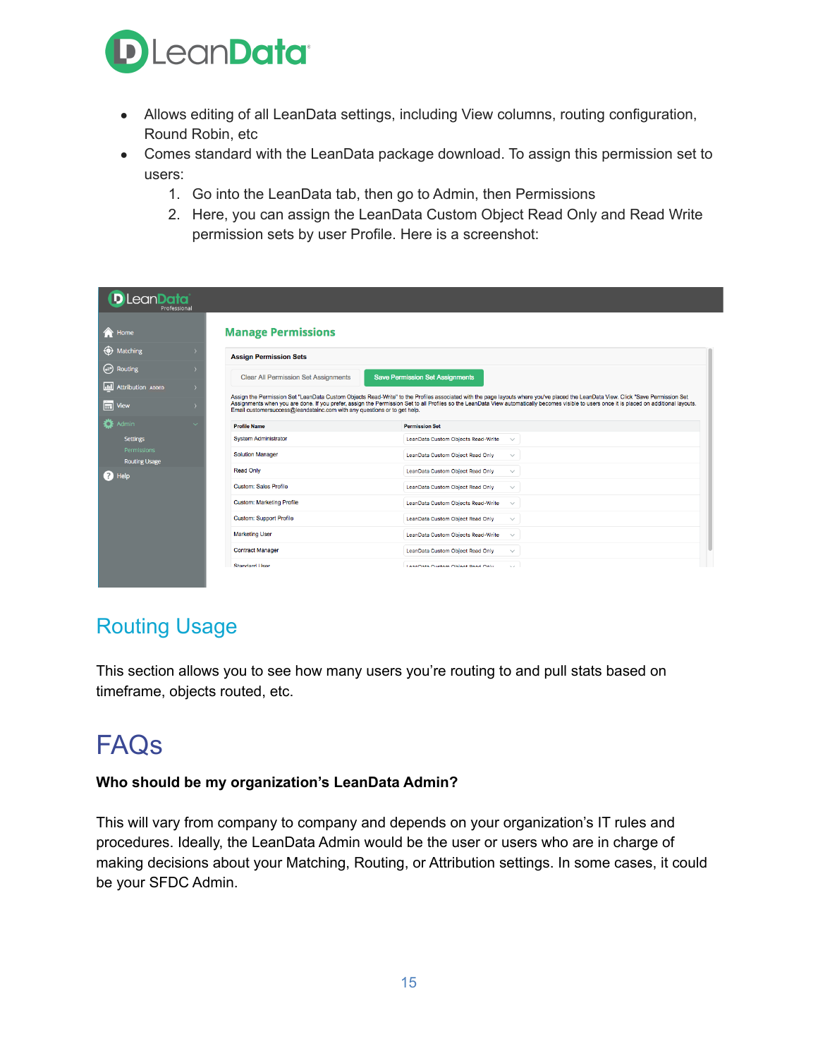- Allows editing of all LeanData settings, including View columns, routing configuration, Round Robin, etc
- Comes standard with the LeanData package download. To assign this permission set to users:
    1. Go into the LeanData tab, then go to Admin, then Permissions
    2. Here, you can assign the LeanData Custom Object Read Only and Read Write permission sets by user Profile. Here is a screenshot:

## Routing Usage

This section allows you to see how many users you're routing to and pull stats based on timeframe, objects routed, etc.

# FAQs

**Who should be my organization's LeanData Admin?**

This will vary from company to company and depends on your organization's IT rules and procedures. Ideally, the LeanData Admin would be the user or users who are in charge of making decisions about your Matching, Routing, or Attribution settings. In some cases, it could be your SFDC Admin.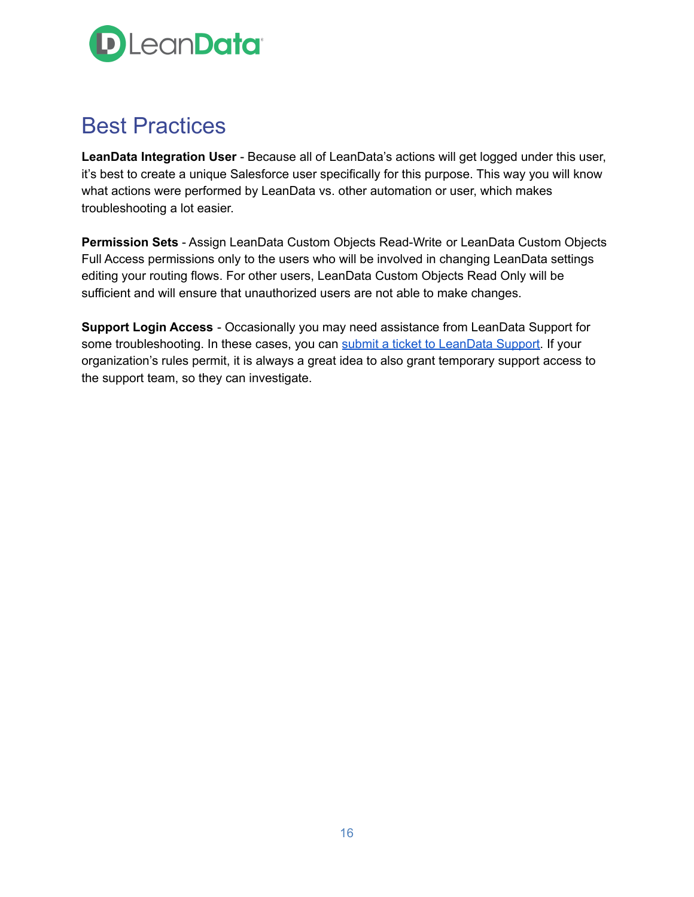# Best Practices

**LeanData Integration User** - Because all of LeanData's actions will get logged under this user, it's best to create a unique Salesforce user specifically for this purpose. This way you will know what actions were performed by LeanData vs. other automation or user, which makes troubleshooting a lot easier.

**Permission Sets** - Assign LeanData Custom Objects Read-Write or LeanData Custom Objects Full Access permissions only to the users who will be involved in changing LeanData settings editing your routing flows. For other users, LeanData Custom Objects Read Only will be sufficient and will ensure that unauthorized users are not able to make changes.

**Support Login Access** - Occasionally you may need assistance from LeanData Support for some troubleshooting. In these cases, you can submit a ticket to LeanData Support. If your organization's rules permit, it is always a great idea to also grant temporary support access to the support team, so they can investigate.